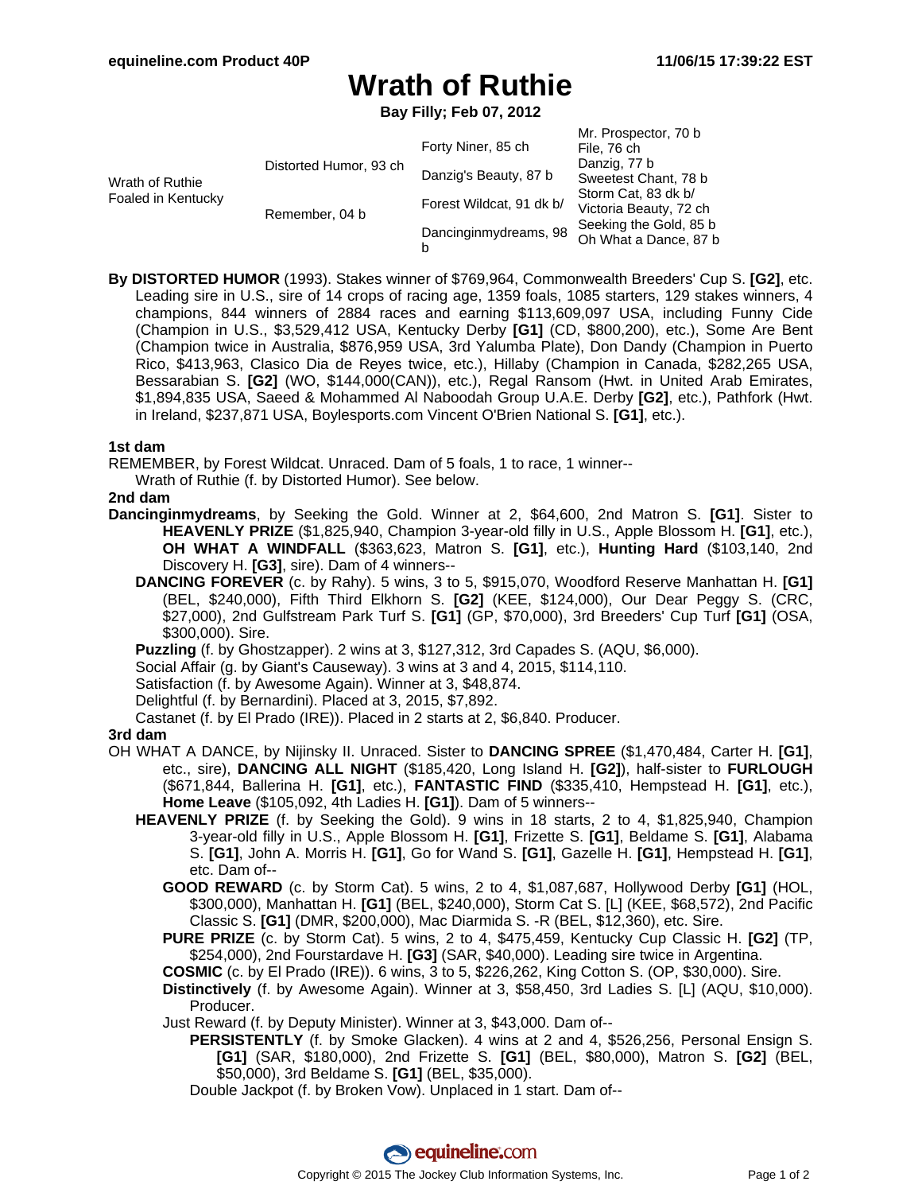# Wrath of Ruthie

**Bay Filly; Feb 07, 2012**

| | | | |
|---|---|---|---|
| Wrath of Ruthie Foaled in Kentucky | Distorted Humor, 93 ch | Forty Niner, 85 ch | Mr. Prospector, 70 b |
| | | | File, 76 ch |
| | | Danzig's Beauty, 87 b | Danzig, 77 b |
| | | | Sweetest Chant, 78 b |
| | Remember, 04 b | Forest Wildcat, 91 dk b/ | Storm Cat, 83 dk b/ |
| | | | Victoria Beauty, 72 ch |
| | | Dancinginmydreams, 98 b | Seeking the Gold, 85 b |
| | | | Oh What a Dance, 87 b |

**By DISTORTED HUMOR** (1993). Stakes winner of $769,964, Commonwealth Breeders' Cup S. **[G2]**, etc. Leading sire in U.S., sire of 14 crops of racing age, 1359 foals, 1085 starters, 129 stakes winners, 4 champions, 844 winners of 2884 races and earning $113,609,097 USA, including Funny Cide (Champion in U.S., $3,529,412 USA, Kentucky Derby **[G1]** (CD, $800,200), etc.), Some Are Bent (Champion twice in Australia, $876,959 USA, 3rd Yalumba Plate), Don Dandy (Champion in Puerto Rico, $413,963, Clasico Dia de Reyes twice, etc.), Hillaby (Champion in Canada, $282,265 USA, Bessarabian S. **[G2]** (WO, $144,000(CAN)), etc.), Regal Ransom (Hwt. in United Arab Emirates, $1,894,835 USA, Saeed & Mohammed Al Naboodah Group U.A.E. Derby **[G2]**, etc.), Pathfork (Hwt. in Ireland, $237,871 USA, Boylesports.com Vincent O'Brien National S. **[G1]**, etc.).

**1st dam**

REMEMBER, by Forest Wildcat. Unraced. Dam of 5 foals, 1 to race, 1 winner--

Wrath of Ruthie (f. by Distorted Humor). See below.

**2nd dam**

**Dancinginmydreams**, by Seeking the Gold. Winner at 2, $64,600, 2nd Matron S. **[G1]**. Sister to **HEAVENLY PRIZE** ($1,825,940, Champion 3-year-old filly in U.S., Apple Blossom H. **[G1]**, etc.), **OH WHAT A WINDFALL** ($363,623, Matron S. **[G1]**, etc.), **Hunting Hard** ($103,140, 2nd Discovery H. **[G3]**, sire). Dam of 4 winners--

**DANCING FOREVER** (c. by Rahy). 5 wins, 3 to 5, $915,070, Woodford Reserve Manhattan H. **[G1]** (BEL, $240,000), Fifth Third Elkhorn S. **[G2]** (KEE, $124,000), Our Dear Peggy S. (CRC, $27,000), 2nd Gulfstream Park Turf S. **[G1]** (GP, $70,000), 3rd Breeders' Cup Turf **[G1]** (OSA, $300,000). Sire.

**Puzzling** (f. by Ghostzapper). 2 wins at 3, $127,312, 3rd Capades S. (AQU, $6,000).

Social Affair (g. by Giant's Causeway). 3 wins at 3 and 4, 2015, $114,110.

Satisfaction (f. by Awesome Again). Winner at 3, $48,874.

Delightful (f. by Bernardini). Placed at 3, 2015, $7,892.

Castanet (f. by El Prado (IRE)). Placed in 2 starts at 2, $6,840. Producer.

**3rd dam**

OH WHAT A DANCE, by Nijinsky II. Unraced. Sister to **DANCING SPREE** ($1,470,484, Carter H. **[G1]**, etc., sire), **DANCING ALL NIGHT** ($185,420, Long Island H. **[G2]**), half-sister to **FURLOUGH** ($671,844, Ballerina H. **[G1]**, etc.), **FANTASTIC FIND** ($335,410, Hempstead H. **[G1]**, etc.), **Home Leave** ($105,092, 4th Ladies H. **[G1]**). Dam of 5 winners--

**HEAVENLY PRIZE** (f. by Seeking the Gold). 9 wins in 18 starts, 2 to 4, $1,825,940, Champion 3-year-old filly in U.S., Apple Blossom H. **[G1]**, Frizette S. **[G1]**, Beldame S. **[G1]**, Alabama S. **[G1]**, John A. Morris H. **[G1]**, Go for Wand S. **[G1]**, Gazelle H. **[G1]**, Hempstead H. **[G1]**, etc. Dam of--

**GOOD REWARD** (c. by Storm Cat). 5 wins, 2 to 4, $1,087,687, Hollywood Derby **[G1]** (HOL, $300,000), Manhattan H. **[G1]** (BEL, $240,000), Storm Cat S. [L] (KEE, $68,572), 2nd Pacific Classic S. **[G1]** (DMR, $200,000), Mac Diarmida S. -R (BEL, $12,360), etc. Sire.

**PURE PRIZE** (c. by Storm Cat). 5 wins, 2 to 4, $475,459, Kentucky Cup Classic H. **[G2]** (TP, $254,000), 2nd Fourstardave H. **[G3]** (SAR, $40,000). Leading sire twice in Argentina.

**COSMIC** (c. by El Prado (IRE)). 6 wins, 3 to 5, $226,262, King Cotton S. (OP, $30,000). Sire.

**Distinctively** (f. by Awesome Again). Winner at 3, $58,450, 3rd Ladies S. [L] (AQU, $10,000). Producer.

Just Reward (f. by Deputy Minister). Winner at 3, $43,000. Dam of--

**PERSISTENTLY** (f. by Smoke Glacken). 4 wins at 2 and 4, $526,256, Personal Ensign S. **[G1]** (SAR, $180,000), 2nd Frizette S. **[G1]** (BEL, $80,000), Matron S. **[G2]** (BEL, $50,000), 3rd Beldame S. **[G1]** (BEL, $35,000).

Double Jackpot (f. by Broken Vow). Unplaced in 1 start. Dam of--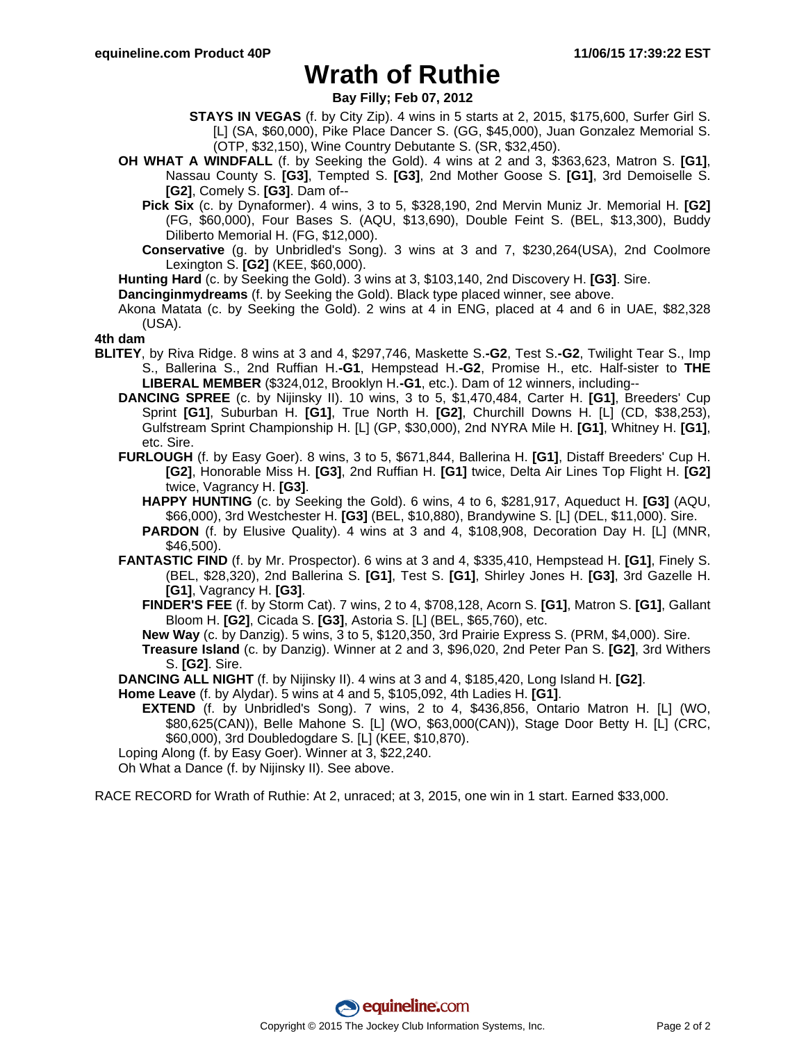# Wrath of Ruthie

**Bay Filly; Feb 07, 2012**

**STAYS IN VEGAS** (f. by City Zip). 4 wins in 5 starts at 2, 2015, $175,600, Surfer Girl S. [L] (SA, $60,000), Pike Place Dancer S. (GG, $45,000), Juan Gonzalez Memorial S. (OTP, $32,150), Wine Country Debutante S. (SR, $32,450).

**OH WHAT A WINDFALL** (f. by Seeking the Gold). 4 wins at 2 and 3, $363,623, Matron S. **[G1]**, Nassau County S. **[G3]**, Tempted S. **[G3]**, 2nd Mother Goose S. **[G1]**, 3rd Demoiselle S. **[G2]**, Comely S. **[G3]**. Dam of--

**Pick Six** (c. by Dynaformer). 4 wins, 3 to 5, $328,190, 2nd Mervin Muniz Jr. Memorial H. **[G2]** (FG, $60,000), Four Bases S. (AQU, $13,690), Double Feint S. (BEL, $13,300), Buddy Diliberto Memorial H. (FG, $12,000).

**Conservative** (g. by Unbridled's Song). 3 wins at 3 and 7, $230,264(USA), 2nd Coolmore Lexington S. **[G2]** (KEE, $60,000).

**Hunting Hard** (c. by Seeking the Gold). 3 wins at 3, $103,140, 2nd Discovery H. **[G3]**. Sire.

**Dancinginmydreams** (f. by Seeking the Gold). Black type placed winner, see above.

Akona Matata (c. by Seeking the Gold). 2 wins at 4 in ENG, placed at 4 and 6 in UAE, $82,328 (USA).

**4th dam**

**BLITEY**, by Riva Ridge. 8 wins at 3 and 4, $297,746, Maskette S.**-G2**, Test S.**-G2**, Twilight Tear S., Imp S., Ballerina S., 2nd Ruffian H.**-G1**, Hempstead H.**-G2**, Promise H., etc. Half-sister to **THE LIBERAL MEMBER** ($324,012, Brooklyn H.**-G1**, etc.). Dam of 12 winners, including--

**DANCING SPREE** (c. by Nijinsky II). 10 wins, 3 to 5, $1,470,484, Carter H. **[G1]**, Breeders' Cup Sprint **[G1]**, Suburban H. **[G1]**, True North H. **[G2]**, Churchill Downs H. [L] (CD, $38,253), Gulfstream Sprint Championship H. [L] (GP, $30,000), 2nd NYRA Mile H. **[G1]**, Whitney H. **[G1]**, etc. Sire.

**FURLOUGH** (f. by Easy Goer). 8 wins, 3 to 5, $671,844, Ballerina H. **[G1]**, Distaff Breeders' Cup H. **[G2]**, Honorable Miss H. **[G3]**, 2nd Ruffian H. **[G1]** twice, Delta Air Lines Top Flight H. **[G2]** twice, Vagrancy H. **[G3]**.

**HAPPY HUNTING** (c. by Seeking the Gold). 6 wins, 4 to 6, $281,917, Aqueduct H. **[G3]** (AQU, $66,000), 3rd Westchester H. **[G3]** (BEL, $10,880), Brandywine S. [L] (DEL, $11,000). Sire.

**PARDON** (f. by Elusive Quality). 4 wins at 3 and 4, $108,908, Decoration Day H. [L] (MNR, $46,500).

**FANTASTIC FIND** (f. by Mr. Prospector). 6 wins at 3 and 4, $335,410, Hempstead H. **[G1]**, Finely S. (BEL, $28,320), 2nd Ballerina S. **[G1]**, Test S. **[G1]**, Shirley Jones H. **[G3]**, 3rd Gazelle H. **[G1]**, Vagrancy H. **[G3]**.

**FINDER'S FEE** (f. by Storm Cat). 7 wins, 2 to 4, $708,128, Acorn S. **[G1]**, Matron S. **[G1]**, Gallant Bloom H. **[G2]**, Cicada S. **[G3]**, Astoria S. [L] (BEL, $65,760), etc.

**New Way** (c. by Danzig). 5 wins, 3 to 5, $120,350, 3rd Prairie Express S. (PRM, $4,000). Sire.

**Treasure Island** (c. by Danzig). Winner at 2 and 3, $96,020, 2nd Peter Pan S. **[G2]**, 3rd Withers S. **[G2]**. Sire.

**DANCING ALL NIGHT** (f. by Nijinsky II). 4 wins at 3 and 4, $185,420, Long Island H. **[G2]**.

**Home Leave** (f. by Alydar). 5 wins at 4 and 5, $105,092, 4th Ladies H. **[G1]**.

**EXTEND** (f. by Unbridled's Song). 7 wins, 2 to 4, $436,856, Ontario Matron H. [L] (WO, $80,625(CAN)), Belle Mahone S. [L] (WO, $63,000(CAN)), Stage Door Betty H. [L] (CRC, $60,000), 3rd Doubledogdare S. [L] (KEE, $10,870).

Loping Along (f. by Easy Goer). Winner at 3, $22,240.

Oh What a Dance (f. by Nijinsky II). See above.

RACE RECORD for Wrath of Ruthie: At 2, unraced; at 3, 2015, one win in 1 start. Earned $33,000.